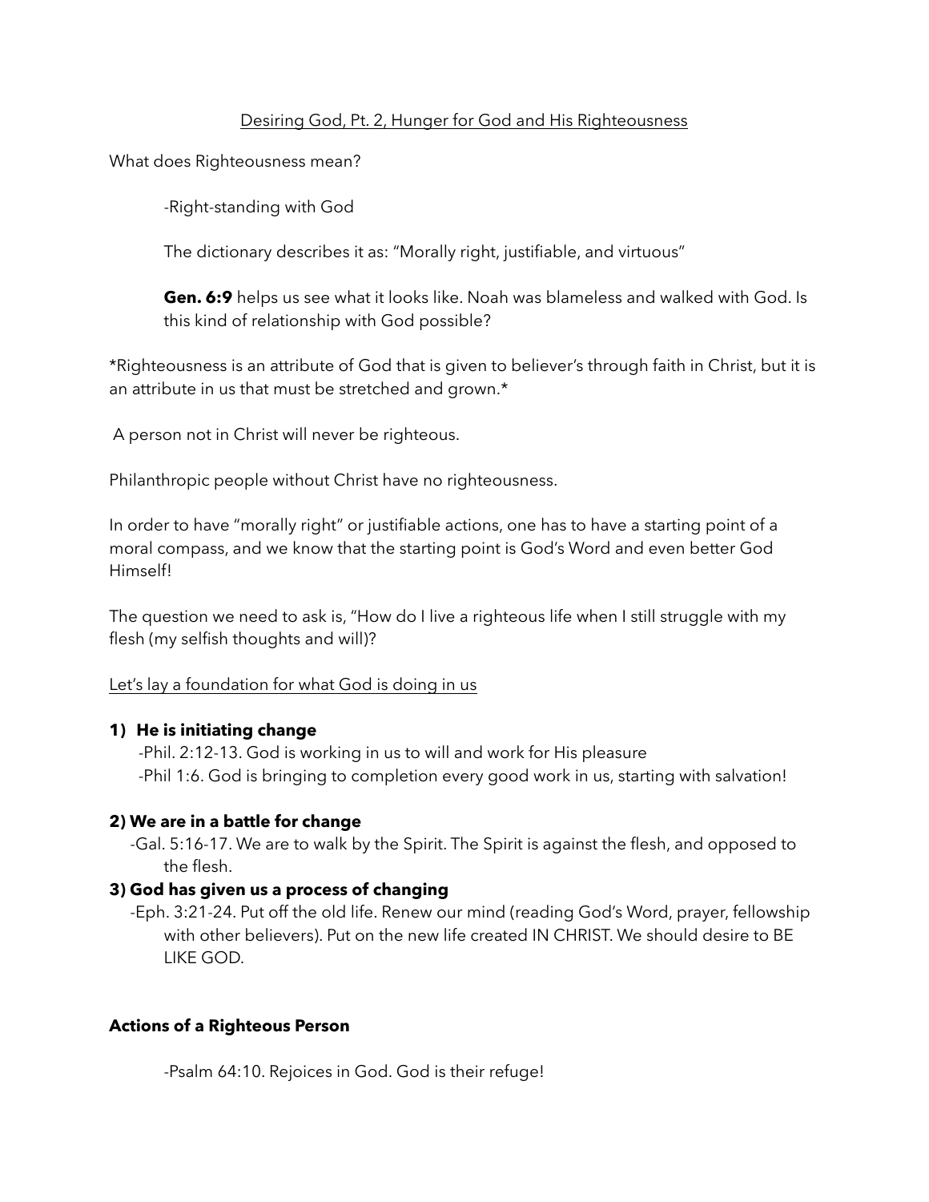Desiring God, Pt. 2, Hunger for God and His Righteousness

What does Righteousness mean?

-Right-standing with God

The dictionary describes it as: "Morally right, justifiable, and virtuous"

**Gen. 6:9** helps us see what it looks like. Noah was blameless and walked with God. Is this kind of relationship with God possible?

*Righteousness is an attribute of God that is given to believer's through faith in Christ, but it is an attribute in us that must be stretched and grown.*

A person not in Christ will never be righteous.

Philanthropic people without Christ have no righteousness.

In order to have "morally right" or justifiable actions, one has to have a starting point of a moral compass, and we know that the starting point is God's Word and even better God Himself!

The question we need to ask is, "How do I live a righteous life when I still struggle with my flesh (my selfish thoughts and will)?

Let's lay a foundation for what God is doing in us

**1) He is initiating change**

-Phil. 2:12-13. God is working in us to will and work for His pleasure

-Phil 1:6. God is bringing to completion every good work in us, starting with salvation!

**2) We are in a battle for change**

-Gal. 5:16-17. We are to walk by the Spirit. The Spirit is against the flesh, and opposed to the flesh.

**3) God has given us a process of changing**

-Eph. 3:21-24. Put off the old life. Renew our mind (reading God's Word, prayer, fellowship with other believers). Put on the new life created IN CHRIST. We should desire to BE LIKE GOD.

**Actions of a Righteous Person**

-Psalm 64:10. Rejoices in God. God is their refuge!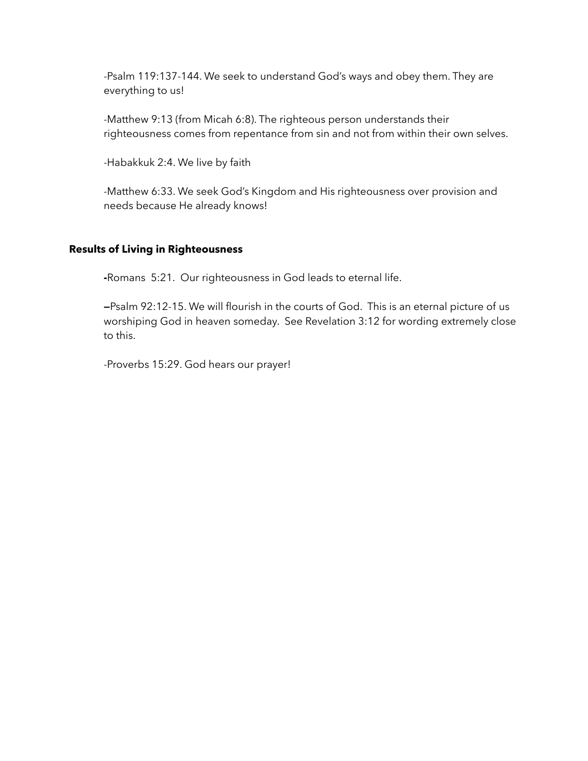-Psalm 119:137-144. We seek to understand God's ways and obey them. They are everything to us!

-Matthew 9:13 (from Micah 6:8). The righteous person understands their righteousness comes from repentance from sin and not from within their own selves.

-Habakkuk 2:4. We live by faith

-Matthew 6:33. We seek God's Kingdom and His righteousness over provision and needs because He already knows!

**Results of Living in Righteousness**

**-**Romans 5:21. Our righteousness in God leads to eternal life.

**–**Psalm 92:12-15. We will flourish in the courts of God. This is an eternal picture of us worshiping God in heaven someday. See Revelation 3:12 for wording extremely close to this.

-Proverbs 15:29. God hears our prayer!